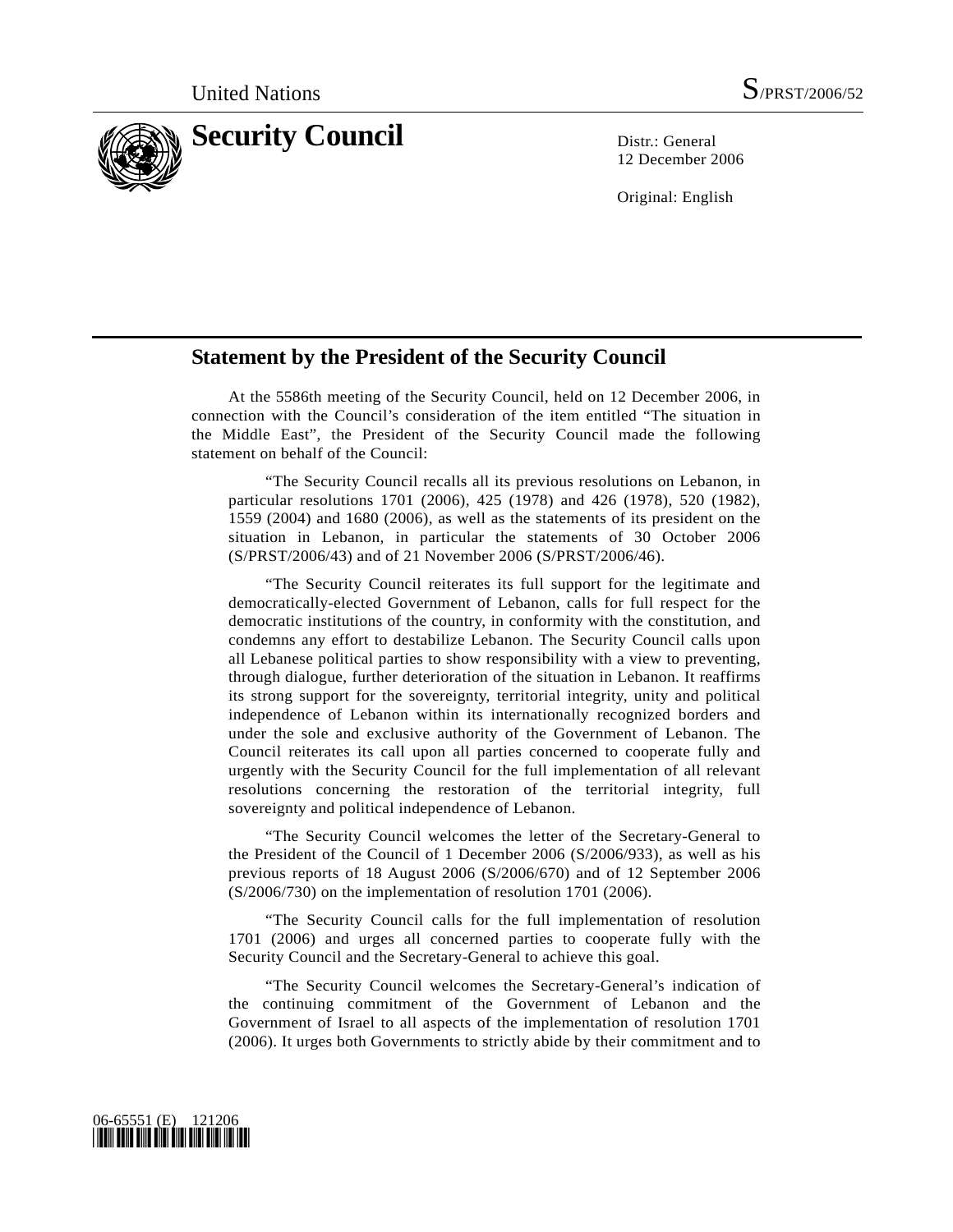United Nations

S/PRST/2006/52

# Security Council

Distr.: General
12 December 2006

Original: English

## Statement by the President of the Security Council

At the 5586th meeting of the Security Council, held on 12 December 2006, in connection with the Council's consideration of the item entitled "The situation in the Middle East", the President of the Security Council made the following statement on behalf of the Council:

"The Security Council recalls all its previous resolutions on Lebanon, in particular resolutions 1701 (2006), 425 (1978) and 426 (1978), 520 (1982), 1559 (2004) and 1680 (2006), as well as the statements of its president on the situation in Lebanon, in particular the statements of 30 October 2006 (S/PRST/2006/43) and of 21 November 2006 (S/PRST/2006/46).

"The Security Council reiterates its full support for the legitimate and democratically-elected Government of Lebanon, calls for full respect for the democratic institutions of the country, in conformity with the constitution, and condemns any effort to destabilize Lebanon. The Security Council calls upon all Lebanese political parties to show responsibility with a view to preventing, through dialogue, further deterioration of the situation in Lebanon. It reaffirms its strong support for the sovereignty, territorial integrity, unity and political independence of Lebanon within its internationally recognized borders and under the sole and exclusive authority of the Government of Lebanon. The Council reiterates its call upon all parties concerned to cooperate fully and urgently with the Security Council for the full implementation of all relevant resolutions concerning the restoration of the territorial integrity, full sovereignty and political independence of Lebanon.

"The Security Council welcomes the letter of the Secretary-General to the President of the Council of 1 December 2006 (S/2006/933), as well as his previous reports of 18 August 2006 (S/2006/670) and of 12 September 2006 (S/2006/730) on the implementation of resolution 1701 (2006).

"The Security Council calls for the full implementation of resolution 1701 (2006) and urges all concerned parties to cooperate fully with the Security Council and the Secretary-General to achieve this goal.

"The Security Council welcomes the Secretary-General's indication of the continuing commitment of the Government of Lebanon and the Government of Israel to all aspects of the implementation of resolution 1701 (2006). It urges both Governments to strictly abide by their commitment and to

06-65551 (E) 121206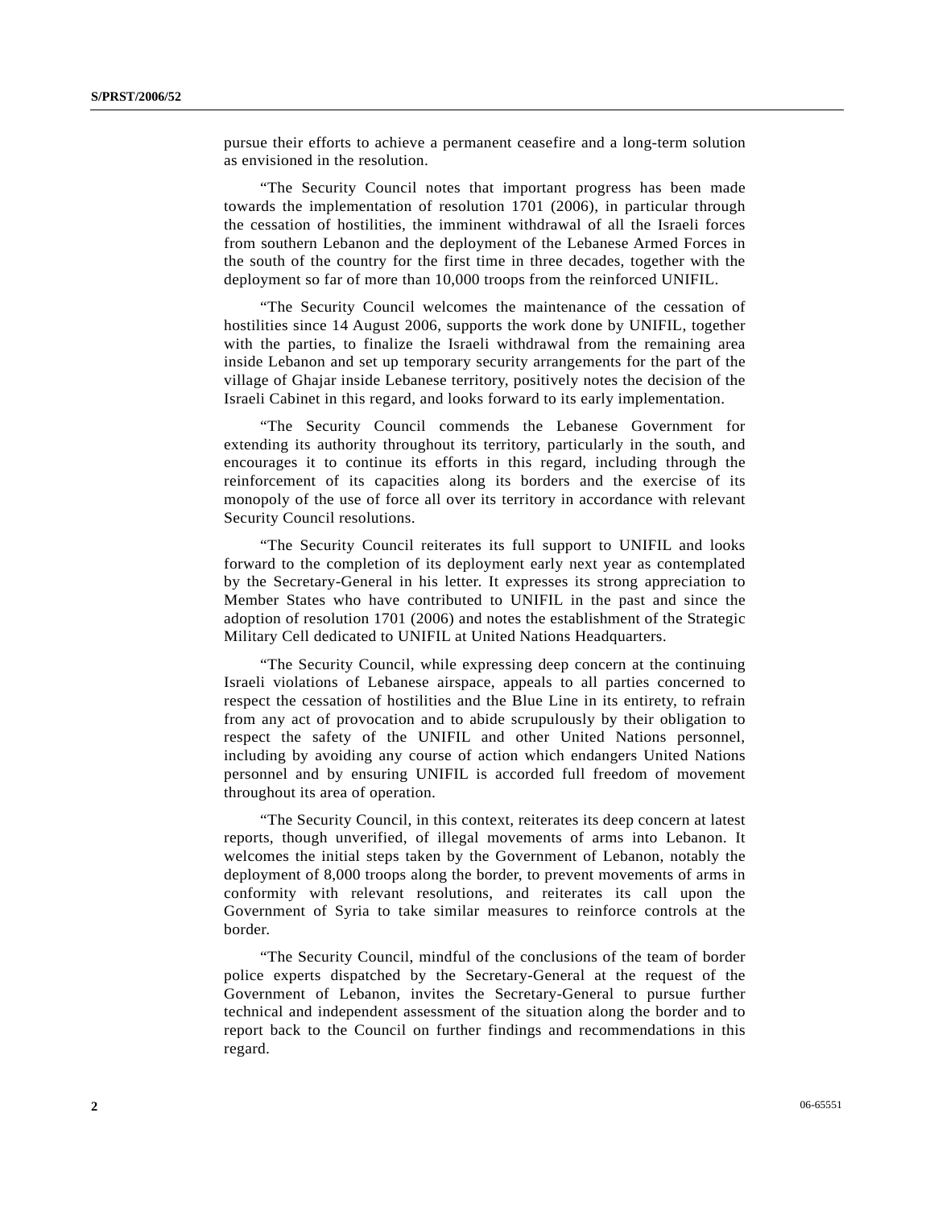pursue their efforts to achieve a permanent ceasefire and a long-term solution as envisioned in the resolution.

"The Security Council notes that important progress has been made towards the implementation of resolution 1701 (2006), in particular through the cessation of hostilities, the imminent withdrawal of all the Israeli forces from southern Lebanon and the deployment of the Lebanese Armed Forces in the south of the country for the first time in three decades, together with the deployment so far of more than 10,000 troops from the reinforced UNIFIL.

"The Security Council welcomes the maintenance of the cessation of hostilities since 14 August 2006, supports the work done by UNIFIL, together with the parties, to finalize the Israeli withdrawal from the remaining area inside Lebanon and set up temporary security arrangements for the part of the village of Ghajar inside Lebanese territory, positively notes the decision of the Israeli Cabinet in this regard, and looks forward to its early implementation.

"The Security Council commends the Lebanese Government for extending its authority throughout its territory, particularly in the south, and encourages it to continue its efforts in this regard, including through the reinforcement of its capacities along its borders and the exercise of its monopoly of the use of force all over its territory in accordance with relevant Security Council resolutions.

"The Security Council reiterates its full support to UNIFIL and looks forward to the completion of its deployment early next year as contemplated by the Secretary-General in his letter. It expresses its strong appreciation to Member States who have contributed to UNIFIL in the past and since the adoption of resolution 1701 (2006) and notes the establishment of the Strategic Military Cell dedicated to UNIFIL at United Nations Headquarters.

"The Security Council, while expressing deep concern at the continuing Israeli violations of Lebanese airspace, appeals to all parties concerned to respect the cessation of hostilities and the Blue Line in its entirety, to refrain from any act of provocation and to abide scrupulously by their obligation to respect the safety of the UNIFIL and other United Nations personnel, including by avoiding any course of action which endangers United Nations personnel and by ensuring UNIFIL is accorded full freedom of movement throughout its area of operation.

"The Security Council, in this context, reiterates its deep concern at latest reports, though unverified, of illegal movements of arms into Lebanon. It welcomes the initial steps taken by the Government of Lebanon, notably the deployment of 8,000 troops along the border, to prevent movements of arms in conformity with relevant resolutions, and reiterates its call upon the Government of Syria to take similar measures to reinforce controls at the border.

"The Security Council, mindful of the conclusions of the team of border police experts dispatched by the Secretary-General at the request of the Government of Lebanon, invites the Secretary-General to pursue further technical and independent assessment of the situation along the border and to report back to the Council on further findings and recommendations in this regard.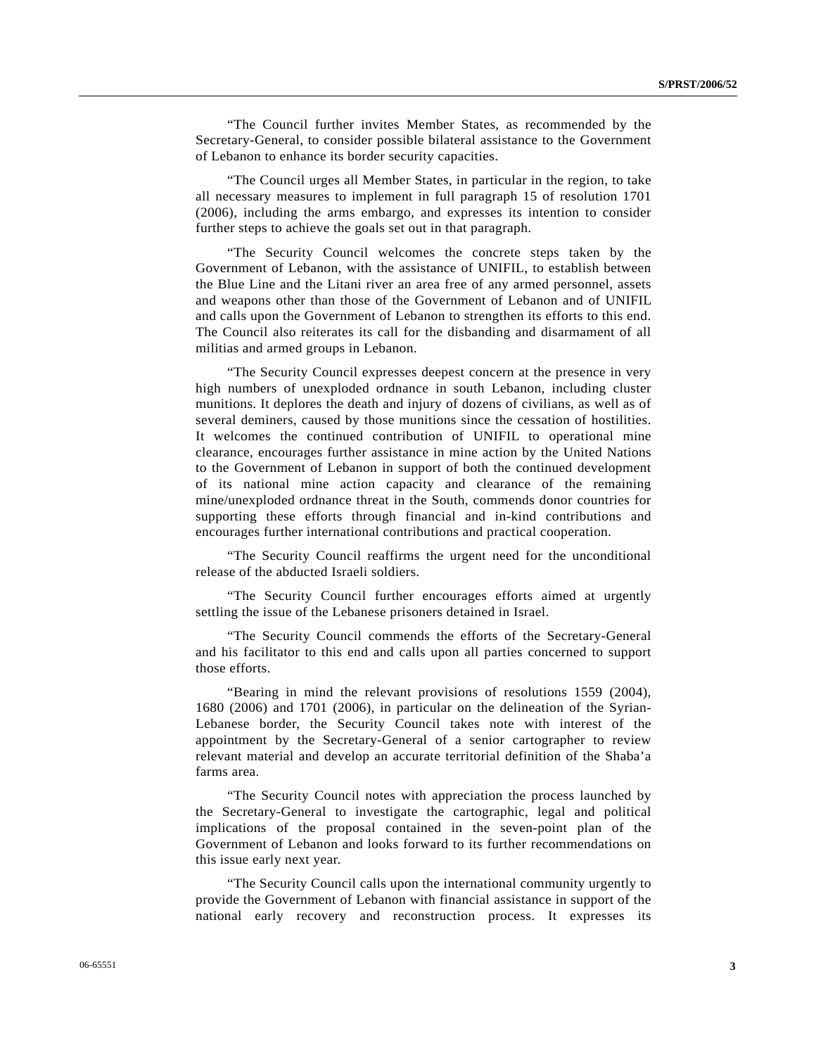"The Council further invites Member States, as recommended by the Secretary-General, to consider possible bilateral assistance to the Government of Lebanon to enhance its border security capacities.

"The Council urges all Member States, in particular in the region, to take all necessary measures to implement in full paragraph 15 of resolution 1701 (2006), including the arms embargo, and expresses its intention to consider further steps to achieve the goals set out in that paragraph.

"The Security Council welcomes the concrete steps taken by the Government of Lebanon, with the assistance of UNIFIL, to establish between the Blue Line and the Litani river an area free of any armed personnel, assets and weapons other than those of the Government of Lebanon and of UNIFIL and calls upon the Government of Lebanon to strengthen its efforts to this end. The Council also reiterates its call for the disbanding and disarmament of all militias and armed groups in Lebanon.

"The Security Council expresses deepest concern at the presence in very high numbers of unexploded ordnance in south Lebanon, including cluster munitions. It deplores the death and injury of dozens of civilians, as well as of several deminers, caused by those munitions since the cessation of hostilities. It welcomes the continued contribution of UNIFIL to operational mine clearance, encourages further assistance in mine action by the United Nations to the Government of Lebanon in support of both the continued development of its national mine action capacity and clearance of the remaining mine/unexploded ordnance threat in the South, commends donor countries for supporting these efforts through financial and in-kind contributions and encourages further international contributions and practical cooperation.

"The Security Council reaffirms the urgent need for the unconditional release of the abducted Israeli soldiers.

"The Security Council further encourages efforts aimed at urgently settling the issue of the Lebanese prisoners detained in Israel.

"The Security Council commends the efforts of the Secretary-General and his facilitator to this end and calls upon all parties concerned to support those efforts.

"Bearing in mind the relevant provisions of resolutions 1559 (2004), 1680 (2006) and 1701 (2006), in particular on the delineation of the Syrian-Lebanese border, the Security Council takes note with interest of the appointment by the Secretary-General of a senior cartographer to review relevant material and develop an accurate territorial definition of the Shaba'a farms area.

"The Security Council notes with appreciation the process launched by the Secretary-General to investigate the cartographic, legal and political implications of the proposal contained in the seven-point plan of the Government of Lebanon and looks forward to its further recommendations on this issue early next year.

"The Security Council calls upon the international community urgently to provide the Government of Lebanon with financial assistance in support of the national early recovery and reconstruction process. It expresses its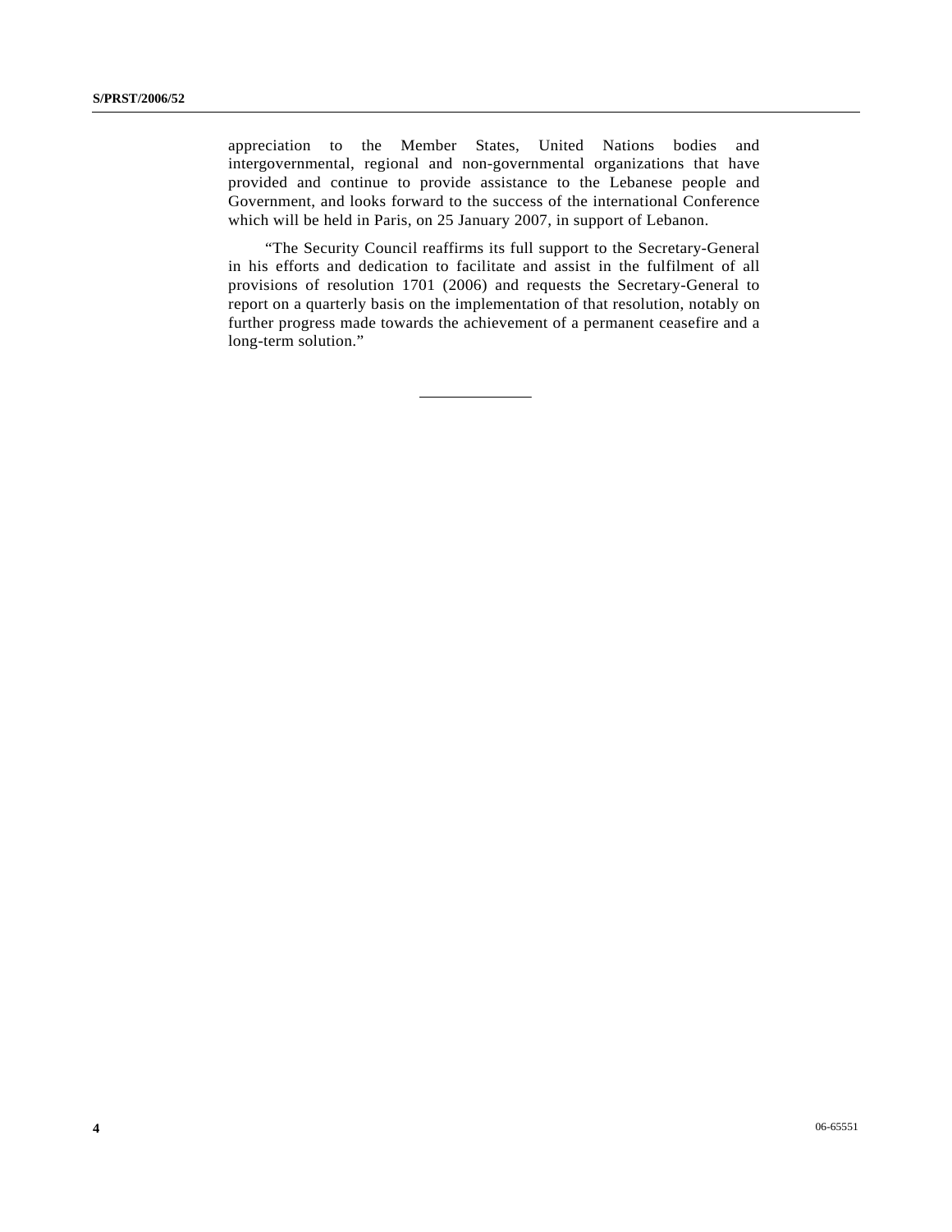appreciation to the Member States, United Nations bodies and intergovernmental, regional and non-governmental organizations that have provided and continue to provide assistance to the Lebanese people and Government, and looks forward to the success of the international Conference which will be held in Paris, on 25 January 2007, in support of Lebanon.

"The Security Council reaffirms its full support to the Secretary-General in his efforts and dedication to facilitate and assist in the fulfilment of all provisions of resolution 1701 (2006) and requests the Secretary-General to report on a quarterly basis on the implementation of that resolution, notably on further progress made towards the achievement of a permanent ceasefire and a long-term solution."